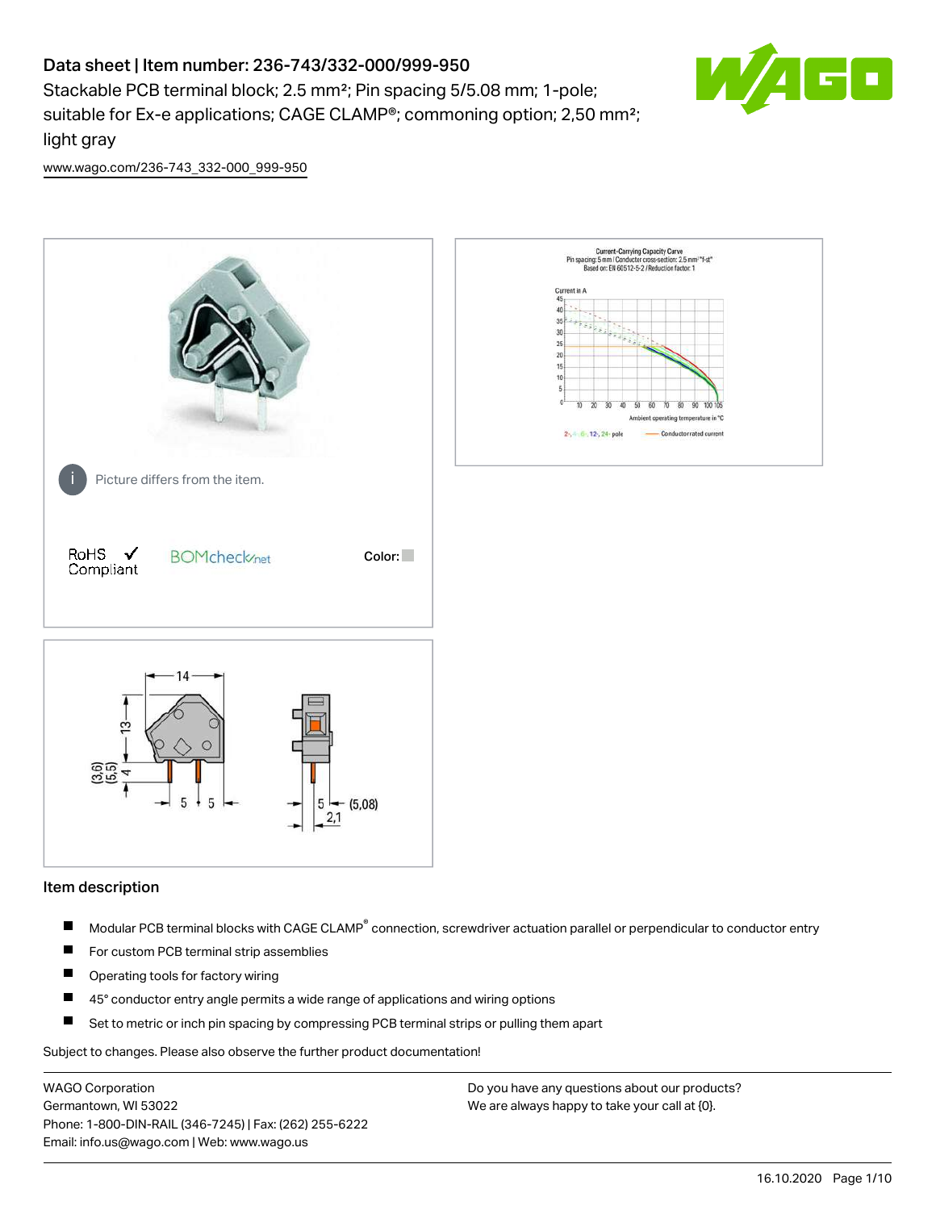# Data sheet | Item number: 236-743/332-000/999-950

Stackable PCB terminal block; 2.5 mm²; Pin spacing 5/5.08 mm; 1-pole; suitable for Ex-e applications; CAGE CLAMP®; commoning option; 2,50 mm²; light gray

www.wago.com/236-743_332-000_999-950

Picture differs from the item.

RoHS Compliant

BOMcheck.net

Color:

## Item description

- Modular PCB terminal blocks with CAGE CLAMP® connection, screwdriver actuation parallel or perpendicular to conductor entry
- For custom PCB terminal strip assemblies
- Operating tools for factory wiring
- 45° conductor entry angle permits a wide range of applications and wiring options
- Set to metric or inch pin spacing by compressing PCB terminal strips or pulling them apart

Subject to changes. Please also observe the further product documentation!

WAGO Corporation
Germantown, WI 53022
Phone: 1-800-DIN-RAIL (346-7245) | Fax: (262) 255-6222
Email: info.us@wago.com | Web: www.wago.us

Do you have any questions about our products?
We are always happy to take your call at {0}.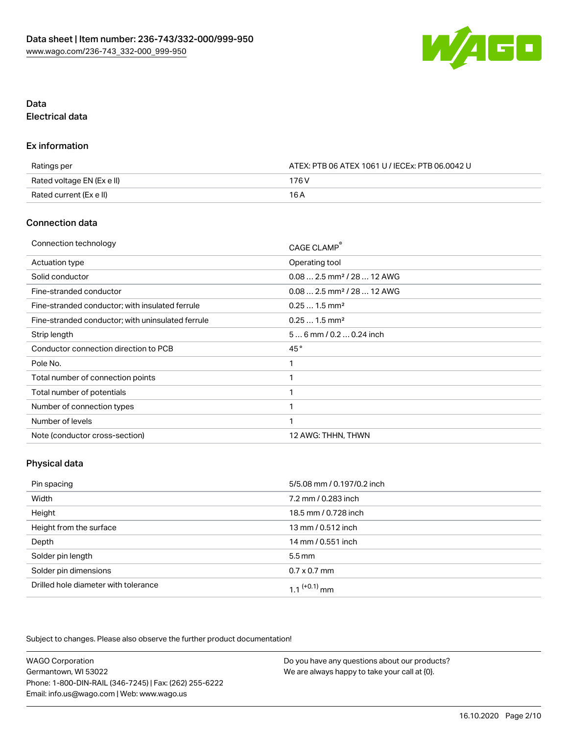## Data

### Electrical data

#### Ex information

| Ratings per | ATEX: PTB 06 ATEX 1061 U / IECEx: PTB 06.0042 U |
| --- | --- |
| Rated voltage EN (Ex e II) | 176 V |
| Rated current (Ex e II) | 16 A |

#### Connection data

| Connection technology | CAGE CLAMP® |
| --- | --- |
| Actuation type | Operating tool |
| Solid conductor | 0.08 … 2.5 mm² / 28 … 12 AWG |
| Fine-stranded conductor | 0.08 … 2.5 mm² / 28 … 12 AWG |
| Fine-stranded conductor; with insulated ferrule | 0.25 … 1.5 mm² |
| Fine-stranded conductor; with uninsulated ferrule | 0.25 … 1.5 mm² |
| Strip length | 5 … 6 mm / 0.2 … 0.24 inch |
| Conductor connection direction to PCB | 45 ° |
| Pole No. | 1 |
| Total number of connection points | 1 |
| Total number of potentials | 1 |
| Number of connection types | 1 |
| Number of levels | 1 |
| Note (conductor cross-section) | 12 AWG: THHN, THWN |

#### Physical data

| Pin spacing | 5/5.08 mm / 0.197/0.2 inch |
| --- | --- |
| Width | 7.2 mm / 0.283 inch |
| Height | 18.5 mm / 0.728 inch |
| Height from the surface | 13 mm / 0.512 inch |
| Depth | 14 mm / 0.551 inch |
| Solder pin length | 5.5 mm |
| Solder pin dimensions | 0.7 x 0.7 mm |
| Drilled hole diameter with tolerance | $1.1^{(+0.1)}$ mm |

Subject to changes. Please also observe the further product documentation!

WAGO Corporation
Germantown, WI 53022
Phone: 1-800-DIN-RAIL (346-7245) | Fax: (262) 255-6222
Email: info.us@wago.com | Web: www.wago.us

Do you have any questions about our products?
We are always happy to take your call at {0}.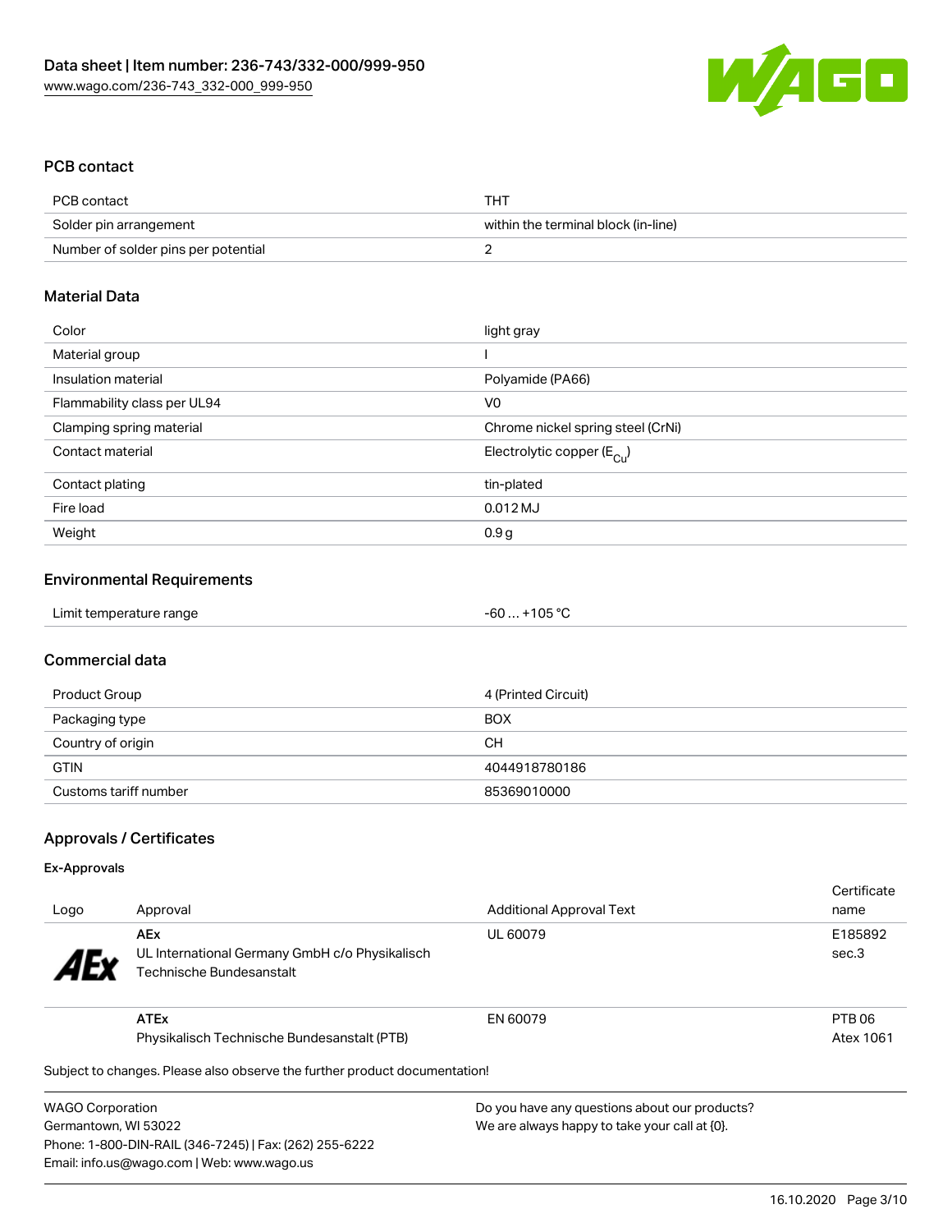## PCB contact

| PCB contact | THT |
|---|---|
| Solder pin arrangement | within the terminal block (in-line) |
| Number of solder pins per potential | 2 |

## Material Data

| Color | light gray |
|---|---|
| Material group | I |
| Insulation material | Polyamide (PA66) |
| Flammability class per UL94 | V0 |
| Clamping spring material | Chrome nickel spring steel (CrNi) |
| Contact material | Electrolytic copper ($E_{Cu}$) |
| Contact plating | tin-plated |
| Fire load | 0.012 MJ |
| Weight | 0.9 g |

## Environmental Requirements

| Limit temperature range | -60 … +105 °C |
|---|---|

## Commercial data

| Product Group | 4 (Printed Circuit) |
|---|---|
| Packaging type | BOX |
| Country of origin | CH |
| GTIN | 4044918780186 |
| Customs tariff number | 85369010000 |

## Approvals / Certificates

### Ex-Approvals

| Logo | Approval | Additional Approval Text | Certificate name |
|---|---|---|---|
| AEx | **AEx** UL International Germany GmbH c/o Physikalisch Technische Bundesanstalt | UL 60079 | E185892 sec.3 |
| | **ATEx** Physikalisch Technische Bundesanstalt (PTB) | EN 60079 | PTB 06 Atex 1061 |

Subject to changes. Please also observe the further product documentation!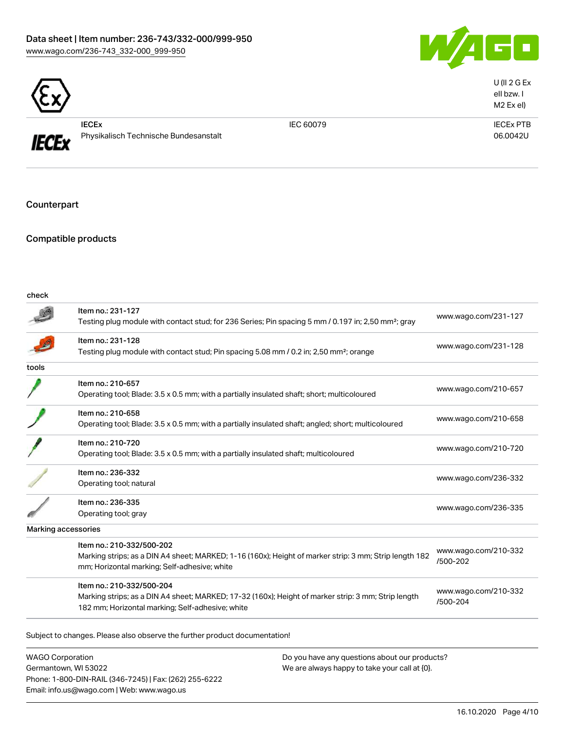| | | | U (II 2 G Ex eII bzw. I M2 Ex eI) |
|---|---|---|---|
| | IECEx<br>Physikalisch Technische Bundesanstalt | IEC 60079 | IECEx PTB 06.0042U |

## Counterpart

## Compatible products

| | | |
|---|---|---|
| **check** | | |
| | Item no.: 231-127<br>Testing plug module with contact stud; for 236 Series; Pin spacing 5 mm / 0.197 in; 2,50 mm²; gray | www.wago.com/231-127 |
| | Item no.: 231-128<br>Testing plug module with contact stud; Pin spacing 5.08 mm / 0.2 in; 2,50 mm²; orange | www.wago.com/231-128 |
| **tools** | | |
| | Item no.: 210-657<br>Operating tool; Blade: 3.5 x 0.5 mm; with a partially insulated shaft; short; multicoloured | www.wago.com/210-657 |
| | Item no.: 210-658<br>Operating tool; Blade: 3.5 x 0.5 mm; with a partially insulated shaft; angled; short; multicoloured | www.wago.com/210-658 |
| | Item no.: 210-720<br>Operating tool; Blade: 3.5 x 0.5 mm; with a partially insulated shaft; multicoloured | www.wago.com/210-720 |
| | Item no.: 236-332<br>Operating tool; natural | www.wago.com/236-332 |
| | Item no.: 236-335<br>Operating tool; gray | www.wago.com/236-335 |
| **Marking accessories** | | |
| | Item no.: 210-332/500-202<br>Marking strips; as a DIN A4 sheet; MARKED; 1-16 (160x); Height of marker strip: 3 mm; Strip length 182 mm; Horizontal marking; Self-adhesive; white | www.wago.com/210-332/500-202 |
| | Item no.: 210-332/500-204<br>Marking strips; as a DIN A4 sheet; MARKED; 17-32 (160x); Height of marker strip: 3 mm; Strip length 182 mm; Horizontal marking; Self-adhesive; white | www.wago.com/210-332/500-204 |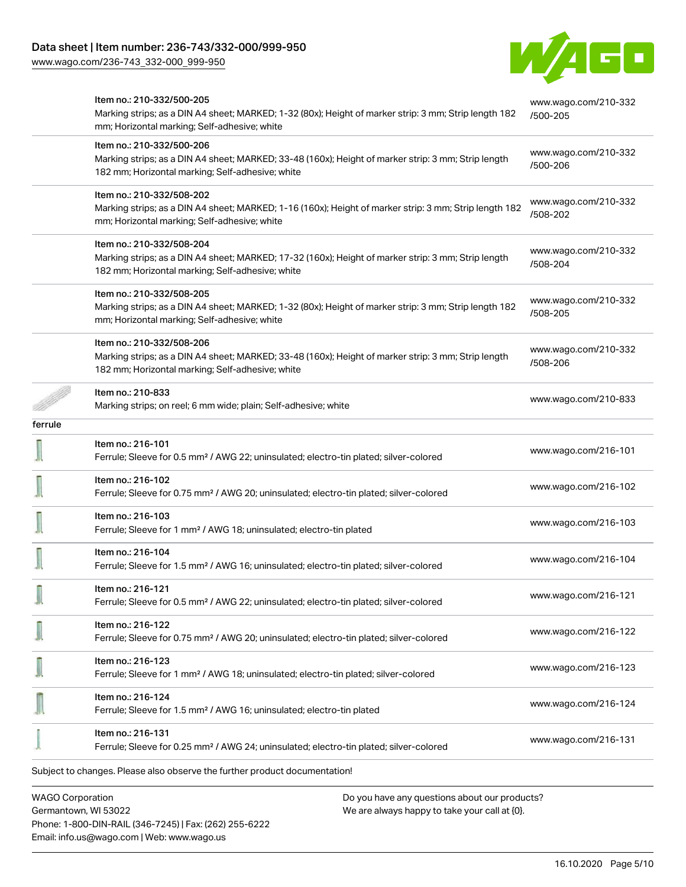| | | |
|---|---|---|
| | Item no.: 210-332/500-205<br>Marking strips; as a DIN A4 sheet; MARKED; 1-32 (80x); Height of marker strip: 3 mm; Strip length 182 mm; Horizontal marking; Self-adhesive; white | www.wago.com/210-332/500-205 |
| | Item no.: 210-332/500-206<br>Marking strips; as a DIN A4 sheet; MARKED; 33-48 (160x); Height of marker strip: 3 mm; Strip length 182 mm; Horizontal marking; Self-adhesive; white | www.wago.com/210-332/500-206 |
| | Item no.: 210-332/508-202<br>Marking strips; as a DIN A4 sheet; MARKED; 1-16 (160x); Height of marker strip: 3 mm; Strip length 182 mm; Horizontal marking; Self-adhesive; white | www.wago.com/210-332/508-202 |
| | Item no.: 210-332/508-204<br>Marking strips; as a DIN A4 sheet; MARKED; 17-32 (160x); Height of marker strip: 3 mm; Strip length 182 mm; Horizontal marking; Self-adhesive; white | www.wago.com/210-332/508-204 |
| | Item no.: 210-332/508-205<br>Marking strips; as a DIN A4 sheet; MARKED; 1-32 (80x); Height of marker strip: 3 mm; Strip length 182 mm; Horizontal marking; Self-adhesive; white | www.wago.com/210-332/508-205 |
| | Item no.: 210-332/508-206<br>Marking strips; as a DIN A4 sheet; MARKED; 33-48 (160x); Height of marker strip: 3 mm; Strip length 182 mm; Horizontal marking; Self-adhesive; white | www.wago.com/210-332/508-206 |
| | Item no.: 210-833<br>Marking strips; on reel; 6 mm wide; plain; Self-adhesive; white | www.wago.com/210-833 |
| ferrule | | |
| | Item no.: 216-101<br>Ferrule; Sleeve for 0.5 mm² / AWG 22; uninsulated; electro-tin plated; silver-colored | www.wago.com/216-101 |
| | Item no.: 216-102<br>Ferrule; Sleeve for 0.75 mm² / AWG 20; uninsulated; electro-tin plated; silver-colored | www.wago.com/216-102 |
| | Item no.: 216-103<br>Ferrule; Sleeve for 1 mm² / AWG 18; uninsulated; electro-tin plated | www.wago.com/216-103 |
| | Item no.: 216-104<br>Ferrule; Sleeve for 1.5 mm² / AWG 16; uninsulated; electro-tin plated; silver-colored | www.wago.com/216-104 |
| | Item no.: 216-121<br>Ferrule; Sleeve for 0.5 mm² / AWG 22; uninsulated; electro-tin plated; silver-colored | www.wago.com/216-121 |
| | Item no.: 216-122<br>Ferrule; Sleeve for 0.75 mm² / AWG 20; uninsulated; electro-tin plated; silver-colored | www.wago.com/216-122 |
| | Item no.: 216-123<br>Ferrule; Sleeve for 1 mm² / AWG 18; uninsulated; electro-tin plated; silver-colored | www.wago.com/216-123 |
| | Item no.: 216-124<br>Ferrule; Sleeve for 1.5 mm² / AWG 16; uninsulated; electro-tin plated | www.wago.com/216-124 |
| | Item no.: 216-131<br>Ferrule; Sleeve for 0.25 mm² / AWG 24; uninsulated; electro-tin plated; silver-colored | www.wago.com/216-131 |

Subject to changes. Please also observe the further product documentation!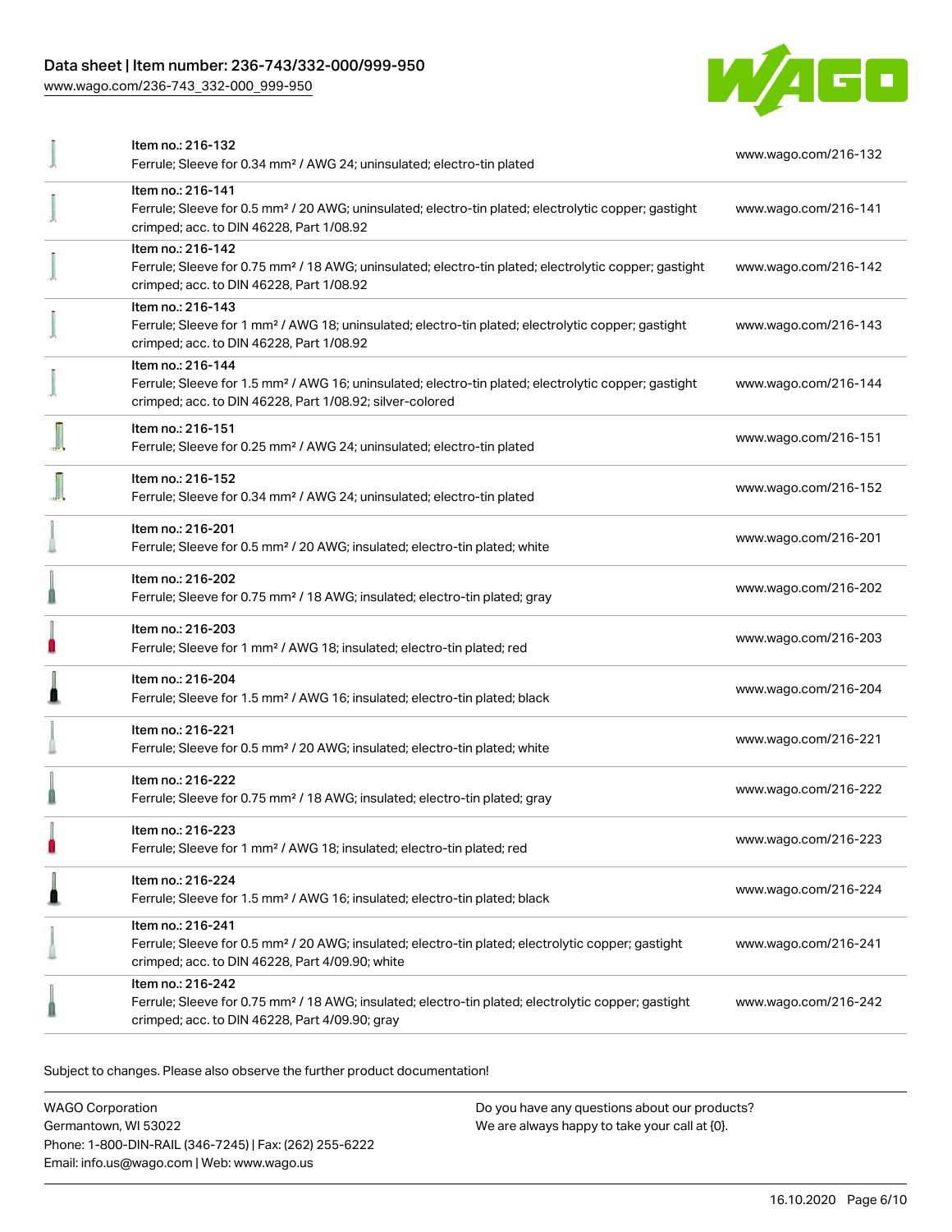| | | |
|---|---|---|
| | Item no.: 216-132<br>Ferrule; Sleeve for 0.34 mm² / AWG 24; uninsulated; electro-tin plated | www.wago.com/216-132 |
| | Item no.: 216-141<br>Ferrule; Sleeve for 0.5 mm² / 20 AWG; uninsulated; electro-tin plated; electrolytic copper; gastight crimped; acc. to DIN 46228, Part 1/08.92 | www.wago.com/216-141 |
| | Item no.: 216-142<br>Ferrule; Sleeve for 0.75 mm² / 18 AWG; uninsulated; electro-tin plated; electrolytic copper; gastight crimped; acc. to DIN 46228, Part 1/08.92 | www.wago.com/216-142 |
| | Item no.: 216-143<br>Ferrule; Sleeve for 1 mm² / AWG 18; uninsulated; electro-tin plated; electrolytic copper; gastight crimped; acc. to DIN 46228, Part 1/08.92 | www.wago.com/216-143 |
| | Item no.: 216-144<br>Ferrule; Sleeve for 1.5 mm² / AWG 16; uninsulated; electro-tin plated; electrolytic copper; gastight crimped; acc. to DIN 46228, Part 1/08.92; silver-colored | www.wago.com/216-144 |
| | Item no.: 216-151<br>Ferrule; Sleeve for 0.25 mm² / AWG 24; uninsulated; electro-tin plated | www.wago.com/216-151 |
| | Item no.: 216-152<br>Ferrule; Sleeve for 0.34 mm² / AWG 24; uninsulated; electro-tin plated | www.wago.com/216-152 |
| | Item no.: 216-201<br>Ferrule; Sleeve for 0.5 mm² / 20 AWG; insulated; electro-tin plated; white | www.wago.com/216-201 |
| | Item no.: 216-202<br>Ferrule; Sleeve for 0.75 mm² / 18 AWG; insulated; electro-tin plated; gray | www.wago.com/216-202 |
| | Item no.: 216-203<br>Ferrule; Sleeve for 1 mm² / AWG 18; insulated; electro-tin plated; red | www.wago.com/216-203 |
| | Item no.: 216-204<br>Ferrule; Sleeve for 1.5 mm² / AWG 16; insulated; electro-tin plated; black | www.wago.com/216-204 |
| | Item no.: 216-221<br>Ferrule; Sleeve for 0.5 mm² / 20 AWG; insulated; electro-tin plated; white | www.wago.com/216-221 |
| | Item no.: 216-222<br>Ferrule; Sleeve for 0.75 mm² / 18 AWG; insulated; electro-tin plated; gray | www.wago.com/216-222 |
| | Item no.: 216-223<br>Ferrule; Sleeve for 1 mm² / AWG 18; insulated; electro-tin plated; red | www.wago.com/216-223 |
| | Item no.: 216-224<br>Ferrule; Sleeve for 1.5 mm² / AWG 16; insulated; electro-tin plated; black | www.wago.com/216-224 |
| | Item no.: 216-241<br>Ferrule; Sleeve for 0.5 mm² / 20 AWG; insulated; electro-tin plated; electrolytic copper; gastight crimped; acc. to DIN 46228, Part 4/09.90; white | www.wago.com/216-241 |
| | Item no.: 216-242<br>Ferrule; Sleeve for 0.75 mm² / 18 AWG; insulated; electro-tin plated; electrolytic copper; gastight crimped; acc. to DIN 46228, Part 4/09.90; gray | www.wago.com/216-242 |

Subject to changes. Please also observe the further product documentation!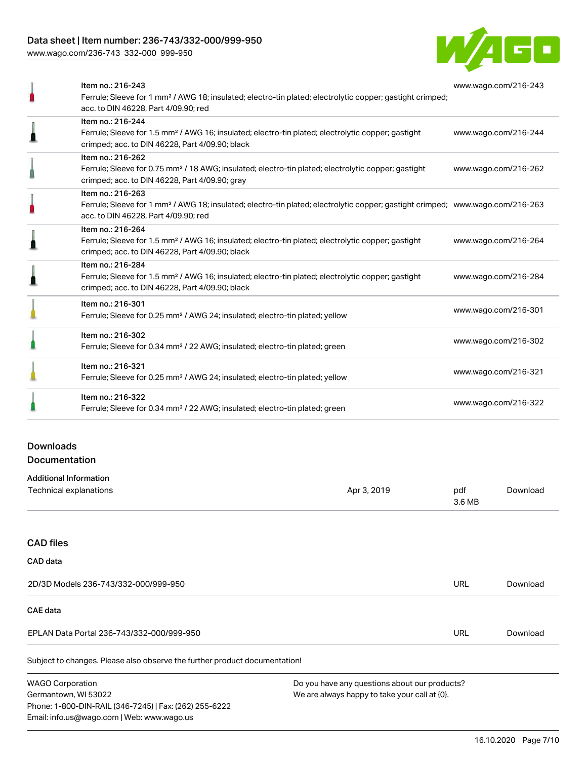| Item | URL |
| --- | --- |
| Item no.: 216-243<br>Ferrule; Sleeve for 1 mm² / AWG 18; insulated; electro-tin plated; electrolytic copper; gastight crimped; acc. to DIN 46228, Part 4/09.90; red | www.wago.com/216-243 |
| Item no.: 216-244<br>Ferrule; Sleeve for 1.5 mm² / AWG 16; insulated; electro-tin plated; electrolytic copper; gastight crimped; acc. to DIN 46228, Part 4/09.90; black | www.wago.com/216-244 |
| Item no.: 216-262<br>Ferrule; Sleeve for 0.75 mm² / 18 AWG; insulated; electro-tin plated; electrolytic copper; gastight crimped; acc. to DIN 46228, Part 4/09.90; gray | www.wago.com/216-262 |
| Item no.: 216-263<br>Ferrule; Sleeve for 1 mm² / AWG 18; insulated; electro-tin plated; electrolytic copper; gastight crimped; acc. to DIN 46228, Part 4/09.90; red | www.wago.com/216-263 |
| Item no.: 216-264<br>Ferrule; Sleeve for 1.5 mm² / AWG 16; insulated; electro-tin plated; electrolytic copper; gastight crimped; acc. to DIN 46228, Part 4/09.90; black | www.wago.com/216-264 |
| Item no.: 216-284<br>Ferrule; Sleeve for 1.5 mm² / AWG 16; insulated; electro-tin plated; electrolytic copper; gastight crimped; acc. to DIN 46228, Part 4/09.90; black | www.wago.com/216-284 |
| Item no.: 216-301<br>Ferrule; Sleeve for 0.25 mm² / AWG 24; insulated; electro-tin plated; yellow | www.wago.com/216-301 |
| Item no.: 216-302<br>Ferrule; Sleeve for 0.34 mm² / 22 AWG; insulated; electro-tin plated; green | www.wago.com/216-302 |
| Item no.: 216-321<br>Ferrule; Sleeve for 0.25 mm² / AWG 24; insulated; electro-tin plated; yellow | www.wago.com/216-321 |
| Item no.: 216-322<br>Ferrule; Sleeve for 0.34 mm² / 22 AWG; insulated; electro-tin plated; green | www.wago.com/216-322 |

## Downloads

## Documentation

### Additional Information

| | | | |
| --- | --- | --- | --- |
| Technical explanations | Apr 3, 2019 | pdf<br>3.6 MB | Download |

## CAD files

### CAD data

| | | |
| --- | --- | --- |
| 2D/3D Models 236-743/332-000/999-950 | URL | Download |

### CAE data

| | | |
| --- | --- | --- |
| EPLAN Data Portal 236-743/332-000/999-950 | URL | Download |

Subject to changes. Please also observe the further product documentation!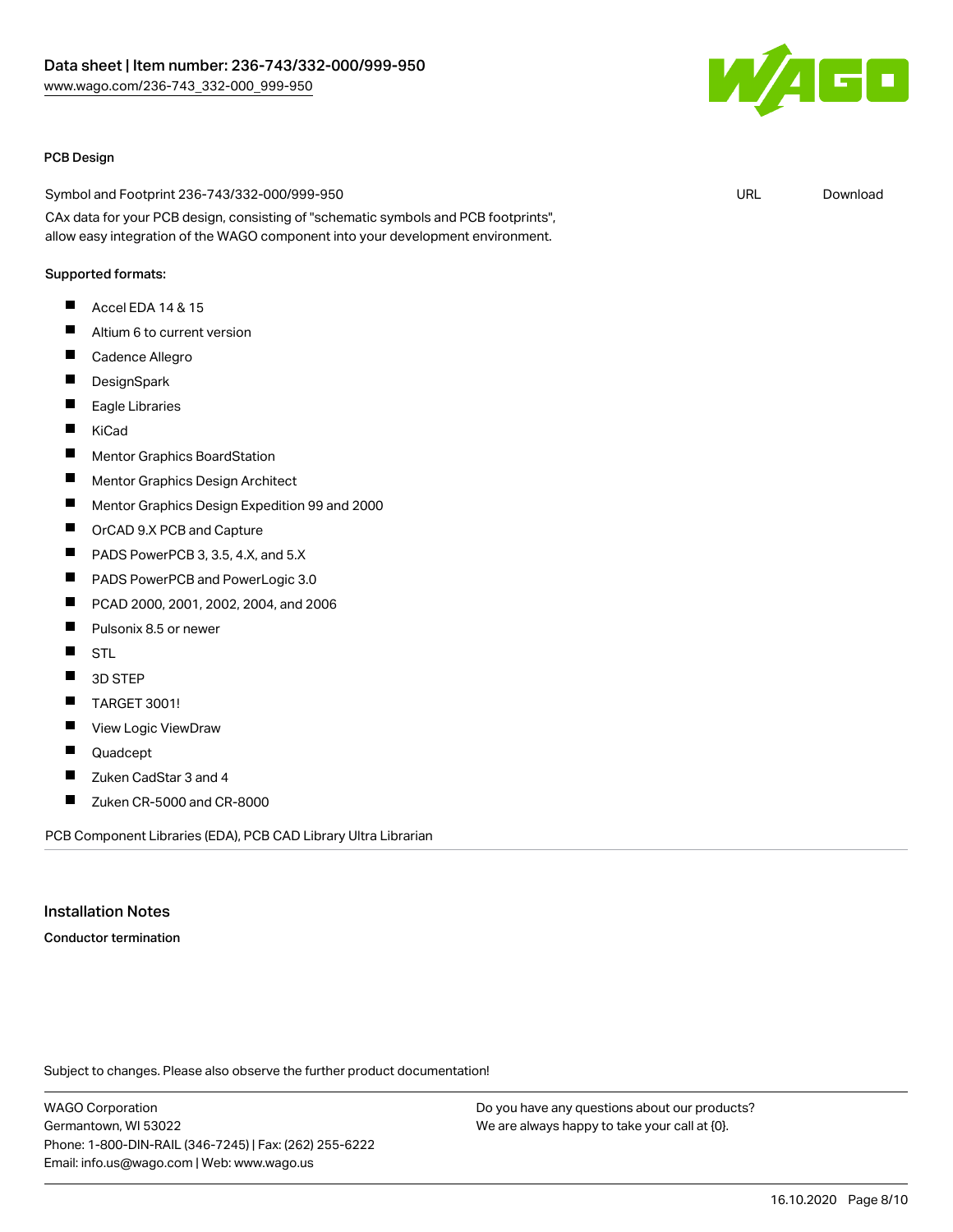PCB Design

| Symbol and Footprint 236-743/332-000/999-950 | URL | Download |
| --- | --- | --- |

CAx data for your PCB design, consisting of "schematic symbols and PCB footprints", allow easy integration of the WAGO component into your development environment.

Supported formats:

- Accel EDA 14 & 15
- Altium 6 to current version
- Cadence Allegro
- DesignSpark
- Eagle Libraries
- KiCad
- Mentor Graphics BoardStation
- Mentor Graphics Design Architect
- Mentor Graphics Design Expedition 99 and 2000
- OrCAD 9.X PCB and Capture
- PADS PowerPCB 3, 3.5, 4.X, and 5.X
- PADS PowerPCB and PowerLogic 3.0
- PCAD 2000, 2001, 2002, 2004, and 2006
- Pulsonix 8.5 or newer
- STL
- 3D STEP
- TARGET 3001!
- View Logic ViewDraw
- Quadcept
- Zuken CadStar 3 and 4
- Zuken CR-5000 and CR-8000

PCB Component Libraries (EDA), PCB CAD Library Ultra Librarian

## Installation Notes

**Conductor termination**

Subject to changes. Please also observe the further product documentation!

WAGO Corporation
Germantown, WI 53022
Phone: 1-800-DIN-RAIL (346-7245) | Fax: (262) 255-6222
Email: info.us@wago.com | Web: www.wago.us

Do you have any questions about our products?
We are always happy to take your call at {0}.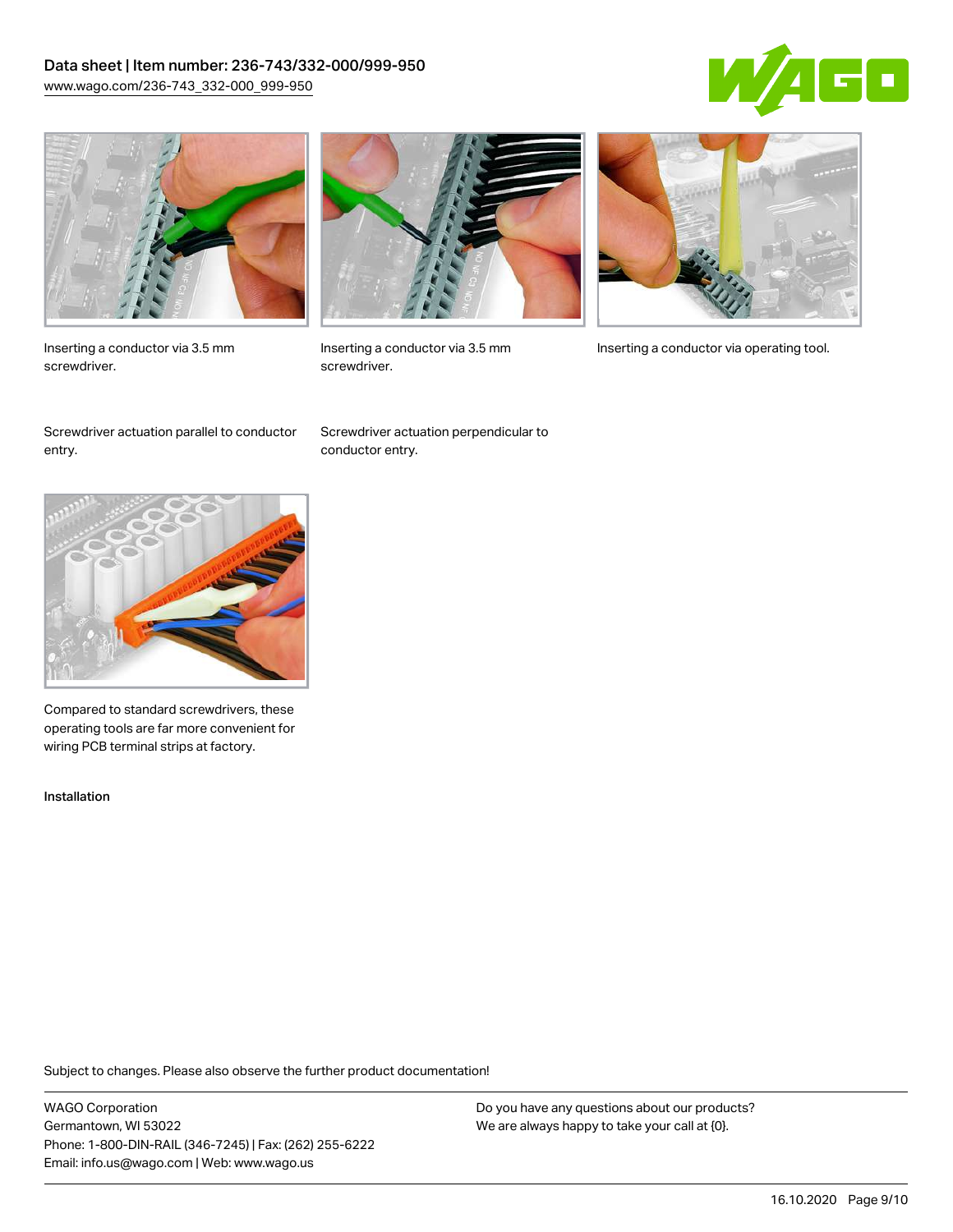Inserting a conductor via 3.5 mm screwdriver.

Inserting a conductor via 3.5 mm screwdriver.

Inserting a conductor via operating tool.

Screwdriver actuation parallel to conductor entry.

Screwdriver actuation perpendicular to conductor entry.

Compared to standard screwdrivers, these operating tools are far more convenient for wiring PCB terminal strips at factory.

Installation

Subject to changes. Please also observe the further product documentation!

WAGO Corporation
Germantown, WI 53022
Phone: 1-800-DIN-RAIL (346-7245) | Fax: (262) 255-6222
Email: info.us@wago.com | Web: www.wago.us

Do you have any questions about our products?
We are always happy to take your call at {0}.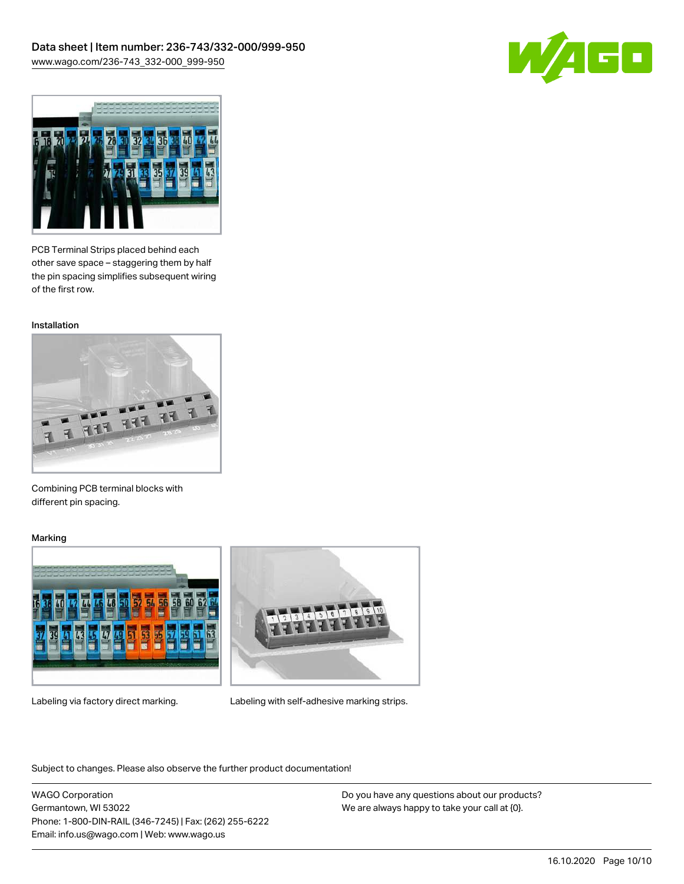PCB Terminal Strips placed behind each other save space – staggering them by half the pin spacing simplifies subsequent wiring of the first row.

### Installation

Combining PCB terminal blocks with different pin spacing.

### Marking

Labeling via factory direct marking.

Labeling with self-adhesive marking strips.

Subject to changes. Please also observe the further product documentation!

WAGO Corporation
Germantown, WI 53022
Phone: 1-800-DIN-RAIL (346-7245) | Fax: (262) 255-6222
Email: info.us@wago.com | Web: www.wago.us

Do you have any questions about our products?
We are always happy to take your call at {0}.